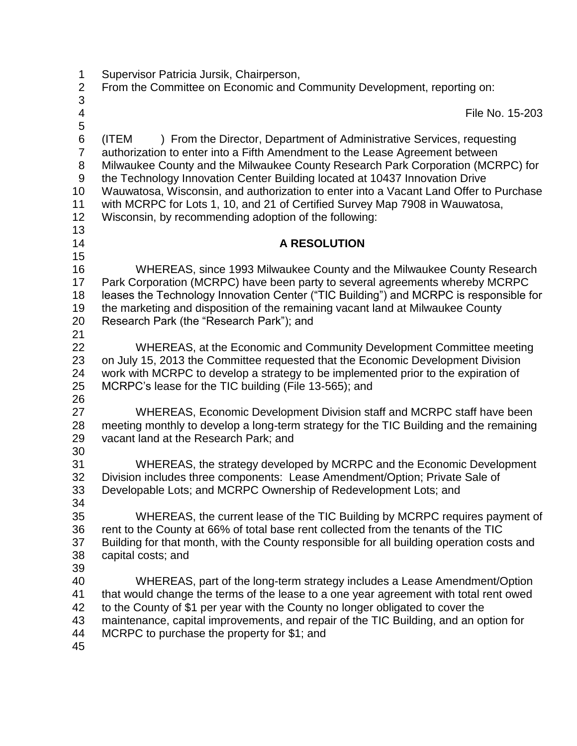Supervisor Patricia Jursik, Chairperson,
From the Committee on Economic and Community Development, reporting on:

File No. 15-203

(ITEM ) From the Director, Department of Administrative Services, requesting authorization to enter into a Fifth Amendment to the Lease Agreement between Milwaukee County and the Milwaukee County Research Park Corporation (MCRPC) for the Technology Innovation Center Building located at 10437 Innovation Drive Wauwatosa, Wisconsin, and authorization to enter into a Vacant Land Offer to Purchase with MCRPC for Lots 1, 10, and 21 of Certified Survey Map 7908 in Wauwatosa, Wisconsin, by recommending adoption of the following:

**A RESOLUTION**

WHEREAS, since 1993 Milwaukee County and the Milwaukee County Research Park Corporation (MCRPC) have been party to several agreements whereby MCRPC leases the Technology Innovation Center ("TIC Building") and MCRPC is responsible for the marketing and disposition of the remaining vacant land at Milwaukee County Research Park (the "Research Park"); and

WHEREAS, at the Economic and Community Development Committee meeting on July 15, 2013 the Committee requested that the Economic Development Division work with MCRPC to develop a strategy to be implemented prior to the expiration of MCRPC's lease for the TIC building (File 13-565); and

WHEREAS, Economic Development Division staff and MCRPC staff have been meeting monthly to develop a long-term strategy for the TIC Building and the remaining vacant land at the Research Park; and

WHEREAS, the strategy developed by MCRPC and the Economic Development Division includes three components: Lease Amendment/Option; Private Sale of Developable Lots; and MCRPC Ownership of Redevelopment Lots; and

WHEREAS, the current lease of the TIC Building by MCRPC requires payment of rent to the County at 66% of total base rent collected from the tenants of the TIC Building for that month, with the County responsible for all building operation costs and capital costs; and

WHEREAS, part of the long-term strategy includes a Lease Amendment/Option that would change the terms of the lease to a one year agreement with total rent owed to the County of $1 per year with the County no longer obligated to cover the maintenance, capital improvements, and repair of the TIC Building, and an option for MCRPC to purchase the property for $1; and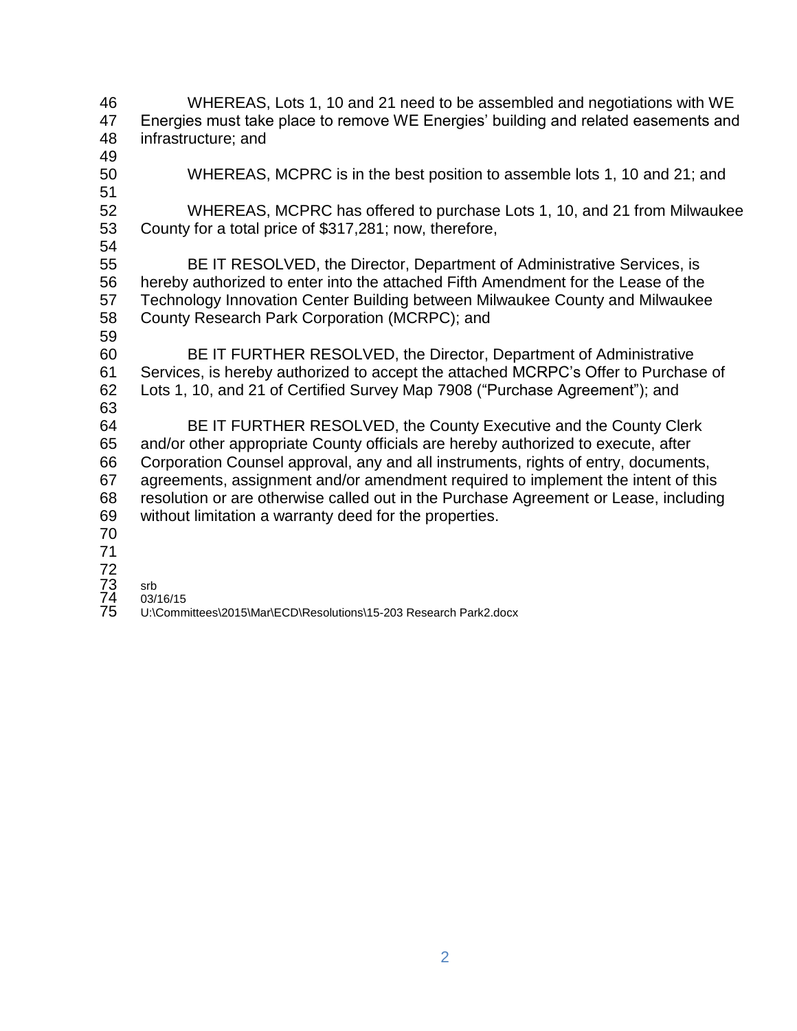WHEREAS, Lots 1, 10 and 21 need to be assembled and negotiations with WE Energies must take place to remove WE Energies' building and related easements and infrastructure; and

WHEREAS, MCPRC is in the best position to assemble lots 1, 10 and 21; and

WHEREAS, MCPRC has offered to purchase Lots 1, 10, and 21 from Milwaukee County for a total price of $317,281; now, therefore,

BE IT RESOLVED, the Director, Department of Administrative Services, is hereby authorized to enter into the attached Fifth Amendment for the Lease of the Technology Innovation Center Building between Milwaukee County and Milwaukee County Research Park Corporation (MCRPC); and

BE IT FURTHER RESOLVED, the Director, Department of Administrative Services, is hereby authorized to accept the attached MCRPC's Offer to Purchase of Lots 1, 10, and 21 of Certified Survey Map 7908 ("Purchase Agreement"); and

BE IT FURTHER RESOLVED, the County Executive and the County Clerk and/or other appropriate County officials are hereby authorized to execute, after Corporation Counsel approval, any and all instruments, rights of entry, documents, agreements, assignment and/or amendment required to implement the intent of this resolution or are otherwise called out in the Purchase Agreement or Lease, including without limitation a warranty deed for the properties.

srb
03/16/15
U:\Committees\2015\Mar\ECD\Resolutions\15-203 Research Park2.docx